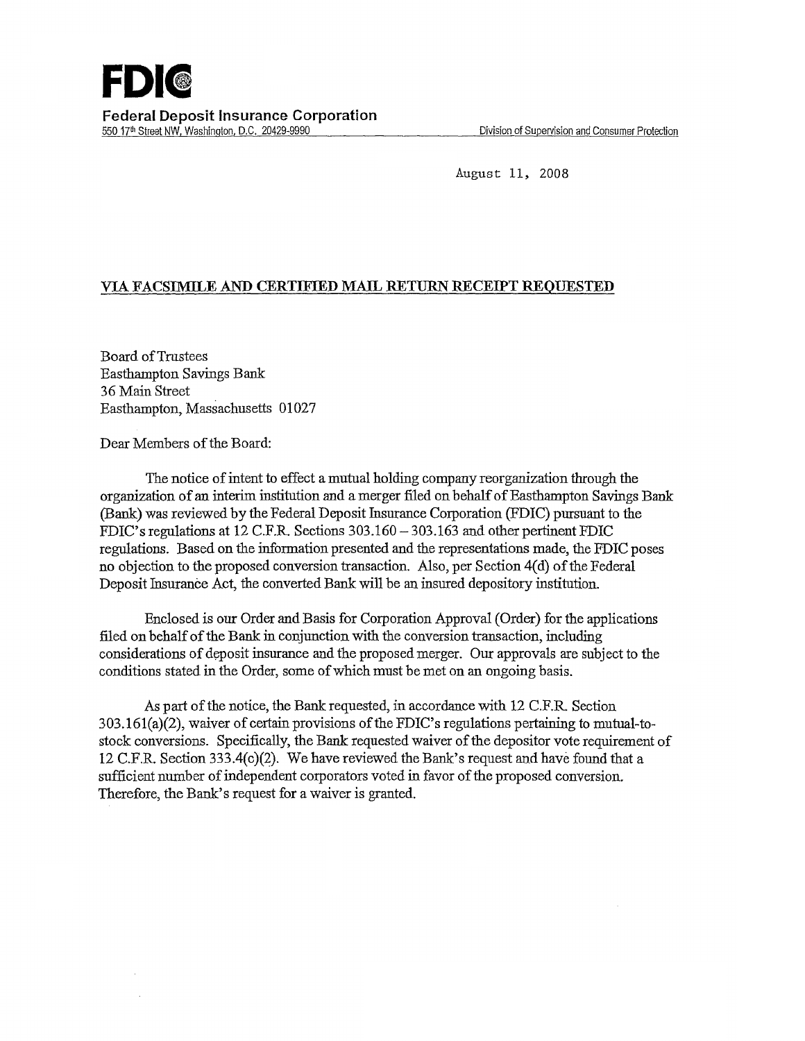**FDIC**

**Federal Deposit Insurance Corporation**

550 17th Street NW, Washington, D.C. 20429-9990 Division of Supervision and Consumer Protection

August 11, 2008

**VIA FACSIMILE AND CERTIFIED MAIL RETURN RECEIPT REQUESTED**

Board of Trustees
Easthampton Savings Bank
36 Main Street
Easthampton, Massachusetts 01027

Dear Members of the Board:

The notice of intent to effect a mutual holding company reorganization through the organization of an interim institution and a merger filed on behalf of Easthampton Savings Bank (Bank) was reviewed by the Federal Deposit Insurance Corporation (FDIC) pursuant to the FDIC's regulations at 12 C.F.R. Sections 303.160 – 303.163 and other pertinent FDIC regulations. Based on the information presented and the representations made, the FDIC poses no objection to the proposed conversion transaction. Also, per Section 4(d) of the Federal Deposit Insurance Act, the converted Bank will be an insured depository institution.

Enclosed is our Order and Basis for Corporation Approval (Order) for the applications filed on behalf of the Bank in conjunction with the conversion transaction, including considerations of deposit insurance and the proposed merger. Our approvals are subject to the conditions stated in the Order, some of which must be met on an ongoing basis.

As part of the notice, the Bank requested, in accordance with 12 C.F.R. Section 303.161(a)(2), waiver of certain provisions of the FDIC's regulations pertaining to mutual-to-stock conversions. Specifically, the Bank requested waiver of the depositor vote requirement of 12 C.F.R. Section 333.4(c)(2). We have reviewed the Bank's request and have found that a sufficient number of independent corporators voted in favor of the proposed conversion. Therefore, the Bank's request for a waiver is granted.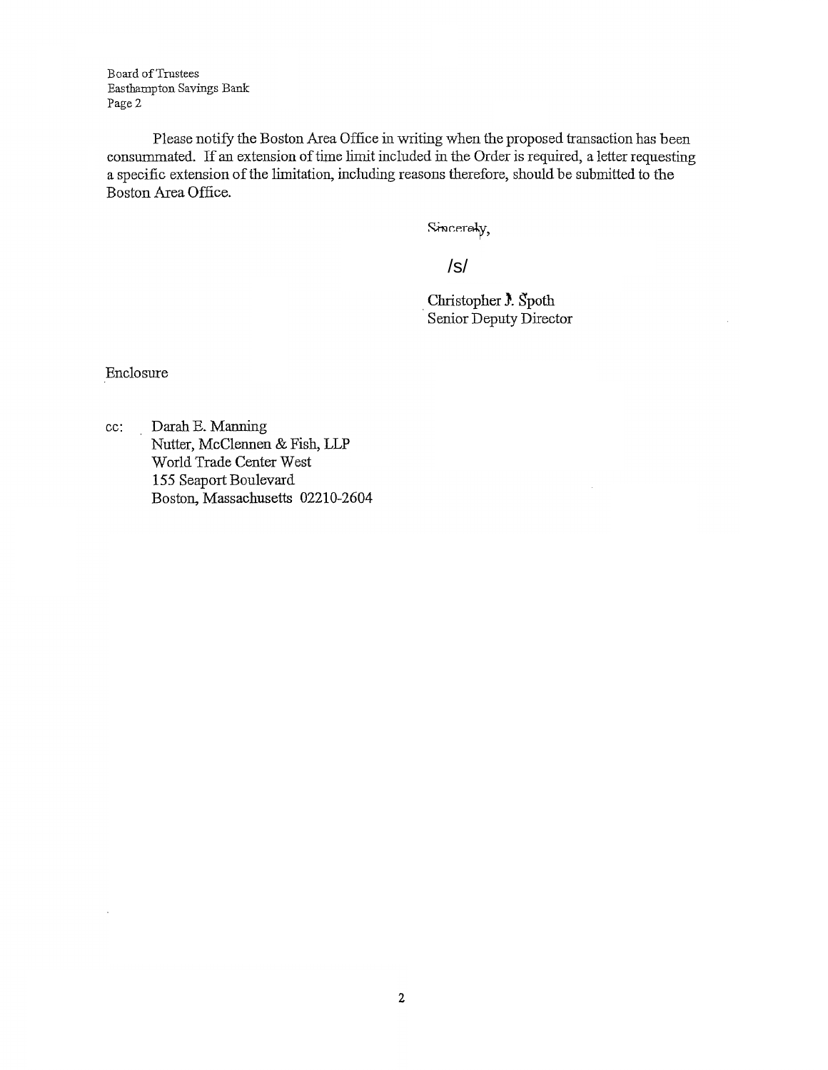Board of Trustees
Easthampton Savings Bank
Page 2

Please notify the Boston Area Office in writing when the proposed transaction has been consummated. If an extension of time limit included in the Order is required, a letter requesting a specific extension of the limitation, including reasons therefore, should be submitted to the Boston Area Office.

Sincerely,

/s/

Christopher J. Spoth
Senior Deputy Director

Enclosure

cc: Darah E. Manning
Nutter, McClennen & Fish, LLP
World Trade Center West
155 Seaport Boulevard
Boston, Massachusetts 02210-2604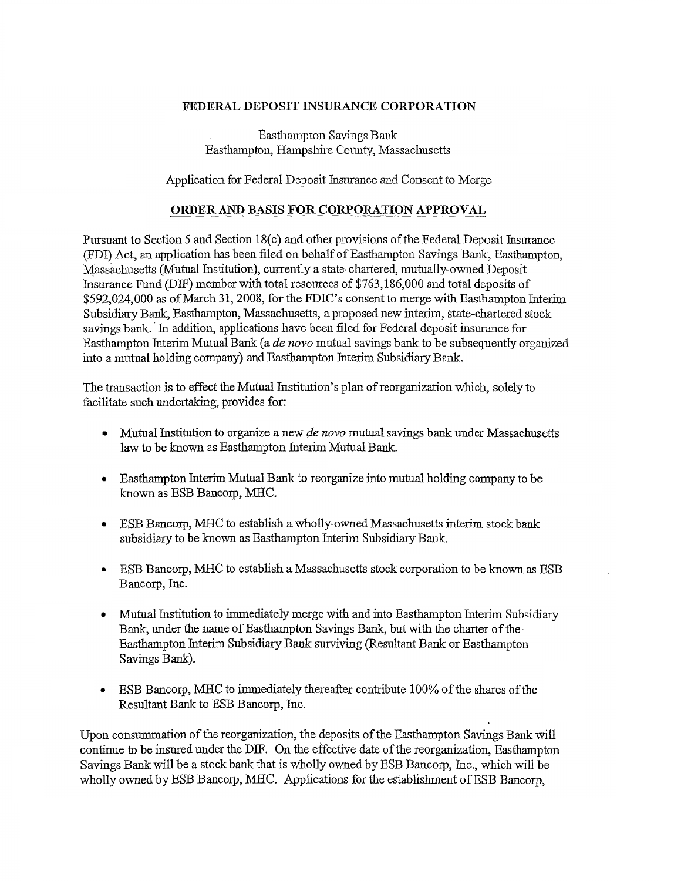**FEDERAL DEPOSIT INSURANCE CORPORATION**

Easthampton Savings Bank
Easthampton, Hampshire County, Massachusetts

Application for Federal Deposit Insurance and Consent to Merge

## ORDER AND BASIS FOR CORPORATION APPROVAL

Pursuant to Section 5 and Section 18(c) and other provisions of the Federal Deposit Insurance (FDI) Act, an application has been filed on behalf of Easthampton Savings Bank, Easthampton, Massachusetts (Mutual Institution), currently a state-chartered, mutually-owned Deposit Insurance Fund (DIF) member with total resources of $763,186,000 and total deposits of $592,024,000 as of March 31, 2008, for the FDIC's consent to merge with Easthampton Interim Subsidiary Bank, Easthampton, Massachusetts, a proposed new interim, state-chartered stock savings bank. In addition, applications have been filed for Federal deposit insurance for Easthampton Interim Mutual Bank (a *de novo* mutual savings bank to be subsequently organized into a mutual holding company) and Easthampton Interim Subsidiary Bank.

The transaction is to effect the Mutual Institution's plan of reorganization which, solely to facilitate such undertaking, provides for:

- Mutual Institution to organize a new *de novo* mutual savings bank under Massachusetts law to be known as Easthampton Interim Mutual Bank.
- Easthampton Interim Mutual Bank to reorganize into mutual holding company to be known as ESB Bancorp, MHC.
- ESB Bancorp, MHC to establish a wholly-owned Massachusetts interim stock bank subsidiary to be known as Easthampton Interim Subsidiary Bank.
- ESB Bancorp, MHC to establish a Massachusetts stock corporation to be known as ESB Bancorp, Inc.
- Mutual Institution to immediately merge with and into Easthampton Interim Subsidiary Bank, under the name of Easthampton Savings Bank, but with the charter of the Easthampton Interim Subsidiary Bank surviving (Resultant Bank or Easthampton Savings Bank).
- ESB Bancorp, MHC to immediately thereafter contribute 100% of the shares of the Resultant Bank to ESB Bancorp, Inc.

Upon consummation of the reorganization, the deposits of the Easthampton Savings Bank will continue to be insured under the DIF. On the effective date of the reorganization, Easthampton Savings Bank will be a stock bank that is wholly owned by ESB Bancorp, Inc., which will be wholly owned by ESB Bancorp, MHC. Applications for the establishment of ESB Bancorp,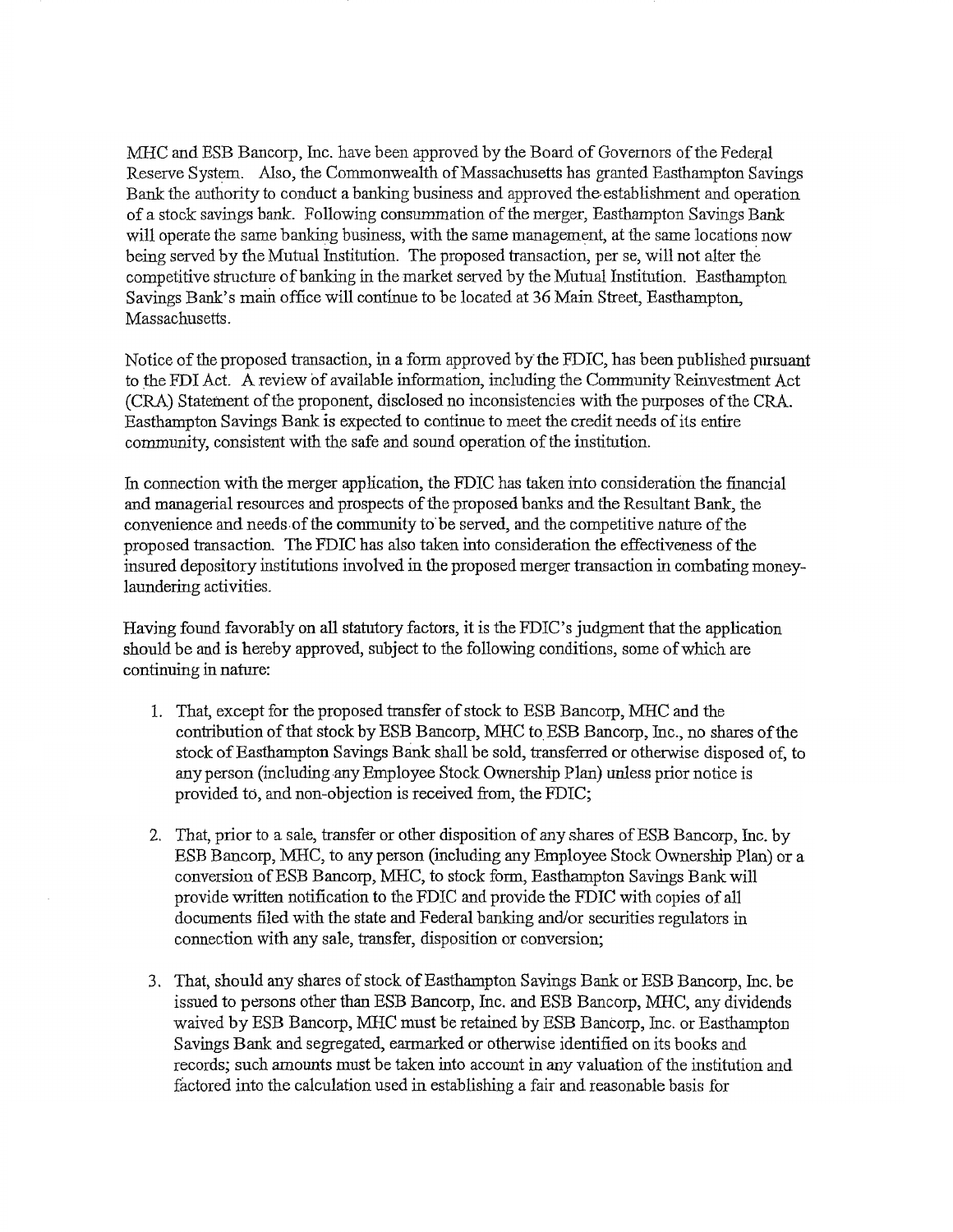MHC and ESB Bancorp, Inc. have been approved by the Board of Governors of the Federal Reserve System. Also, the Commonwealth of Massachusetts has granted Easthampton Savings Bank the authority to conduct a banking business and approved the establishment and operation of a stock savings bank. Following consummation of the merger, Easthampton Savings Bank will operate the same banking business, with the same management, at the same locations now being served by the Mutual Institution. The proposed transaction, per se, will not alter the competitive structure of banking in the market served by the Mutual Institution. Easthampton Savings Bank's main office will continue to be located at 36 Main Street, Easthampton, Massachusetts.

Notice of the proposed transaction, in a form approved by the FDIC, has been published pursuant to the FDI Act. A review of available information, including the Community Reinvestment Act (CRA) Statement of the proponent, disclosed no inconsistencies with the purposes of the CRA. Easthampton Savings Bank is expected to continue to meet the credit needs of its entire community, consistent with the safe and sound operation of the institution.

In connection with the merger application, the FDIC has taken into consideration the financial and managerial resources and prospects of the proposed banks and the Resultant Bank, the convenience and needs of the community to be served, and the competitive nature of the proposed transaction. The FDIC has also taken into consideration the effectiveness of the insured depository institutions involved in the proposed merger transaction in combating money-laundering activities.

Having found favorably on all statutory factors, it is the FDIC's judgment that the application should be and is hereby approved, subject to the following conditions, some of which are continuing in nature:

1. That, except for the proposed transfer of stock to ESB Bancorp, MHC and the contribution of that stock by ESB Bancorp, MHC to ESB Bancorp, Inc., no shares of the stock of Easthampton Savings Bank shall be sold, transferred or otherwise disposed of, to any person (including any Employee Stock Ownership Plan) unless prior notice is provided to, and non-objection is received from, the FDIC;

2. That, prior to a sale, transfer or other disposition of any shares of ESB Bancorp, Inc. by ESB Bancorp, MHC, to any person (including any Employee Stock Ownership Plan) or a conversion of ESB Bancorp, MHC, to stock form, Easthampton Savings Bank will provide written notification to the FDIC and provide the FDIC with copies of all documents filed with the state and Federal banking and/or securities regulators in connection with any sale, transfer, disposition or conversion;

3. That, should any shares of stock of Easthampton Savings Bank or ESB Bancorp, Inc. be issued to persons other than ESB Bancorp, Inc. and ESB Bancorp, MHC, any dividends waived by ESB Bancorp, MHC must be retained by ESB Bancorp, Inc. or Easthampton Savings Bank and segregated, earmarked or otherwise identified on its books and records; such amounts must be taken into account in any valuation of the institution and factored into the calculation used in establishing a fair and reasonable basis for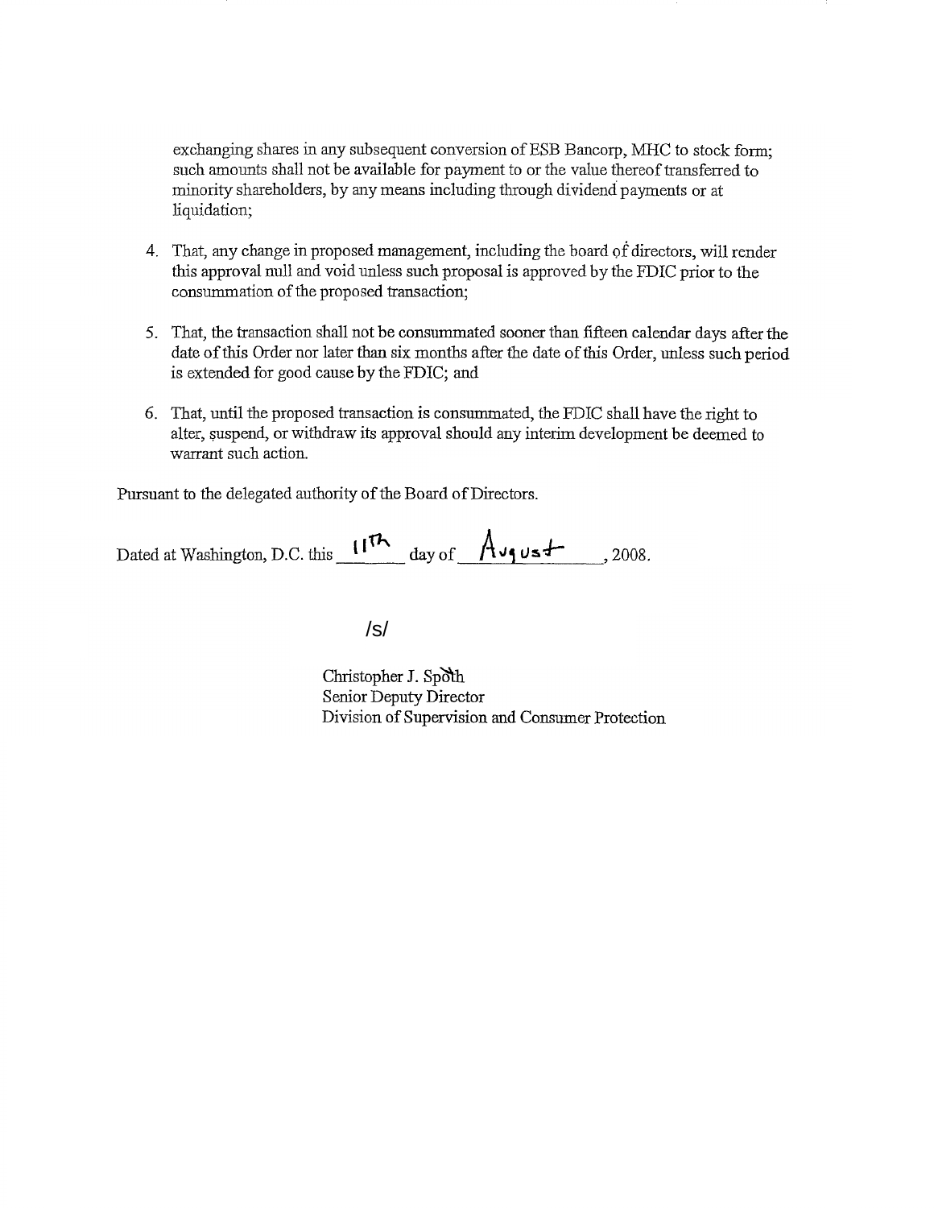exchanging shares in any subsequent conversion of ESB Bancorp, MHC to stock form; such amounts shall not be available for payment to or the value thereof transferred to minority shareholders, by any means including through dividend payments or at liquidation;

4. That, any change in proposed management, including the board of directors, will render this approval null and void unless such proposal is approved by the FDIC prior to the consummation of the proposed transaction;

5. That, the transaction shall not be consummated sooner than fifteen calendar days after the date of this Order nor later than six months after the date of this Order, unless such period is extended for good cause by the FDIC; and

6. That, until the proposed transaction is consummated, the FDIC shall have the right to alter, suspend, or withdraw its approval should any interim development be deemed to warrant such action.

Pursuant to the delegated authority of the Board of Directors.

Dated at Washington, D.C. this 11th day of August, 2008.

/s/

Christopher J. Spoth
Senior Deputy Director
Division of Supervision and Consumer Protection